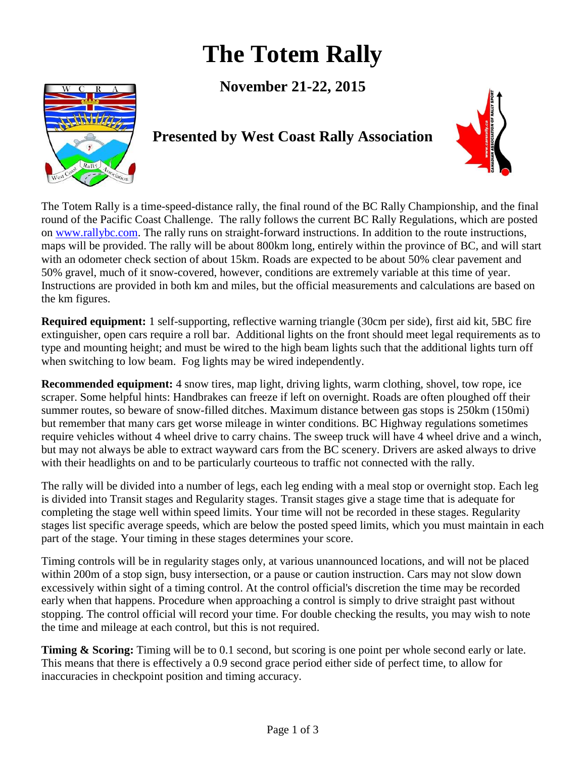# The Totem Rally

**November 21-22, 2015**

## Presented by West Coast Rally Association

The Totem Rally is a time-speed-distance rally, the final round of the BC Rally Championship, and the final round of the Pacific Coast Challenge. The rally follows the current BC Rally Regulations, which are posted on [www.rallybc.com](www.rallybc.com). The rally runs on straight-forward instructions. In addition to the route instructions, maps will be provided. The rally will be about 800km long, entirely within the province of BC, and will start with an odometer check section of about 15km. Roads are expected to be about 50% clear pavement and 50% gravel, much of it snow-covered, however, conditions are extremely variable at this time of year. Instructions are provided in both km and miles, but the official measurements and calculations are based on the km figures.

**Required equipment:** 1 self-supporting, reflective warning triangle (30cm per side), first aid kit, 5BC fire extinguisher, open cars require a roll bar. Additional lights on the front should meet legal requirements as to type and mounting height; and must be wired to the high beam lights such that the additional lights turn off when switching to low beam. Fog lights may be wired independently.

**Recommended equipment:** 4 snow tires, map light, driving lights, warm clothing, shovel, tow rope, ice scraper. Some helpful hints: Handbrakes can freeze if left on overnight. Roads are often ploughed off their summer routes, so beware of snow-filled ditches. Maximum distance between gas stops is 250km (150mi) but remember that many cars get worse mileage in winter conditions. BC Highway regulations sometimes require vehicles without 4 wheel drive to carry chains. The sweep truck will have 4 wheel drive and a winch, but may not always be able to extract wayward cars from the BC scenery. Drivers are asked always to drive with their headlights on and to be particularly courteous to traffic not connected with the rally.

The rally will be divided into a number of legs, each leg ending with a meal stop or overnight stop. Each leg is divided into Transit stages and Regularity stages. Transit stages give a stage time that is adequate for completing the stage well within speed limits. Your time will not be recorded in these stages. Regularity stages list specific average speeds, which are below the posted speed limits, which you must maintain in each part of the stage. Your timing in these stages determines your score.

Timing controls will be in regularity stages only, at various unannounced locations, and will not be placed within 200m of a stop sign, busy intersection, or a pause or caution instruction. Cars may not slow down excessively within sight of a timing control. At the control official's discretion the time may be recorded early when that happens. Procedure when approaching a control is simply to drive straight past without stopping. The control official will record your time. For double checking the results, you may wish to note the time and mileage at each control, but this is not required.

**Timing & Scoring:** Timing will be to 0.1 second, but scoring is one point per whole second early or late. This means that there is effectively a 0.9 second grace period either side of perfect time, to allow for inaccuracies in checkpoint position and timing accuracy.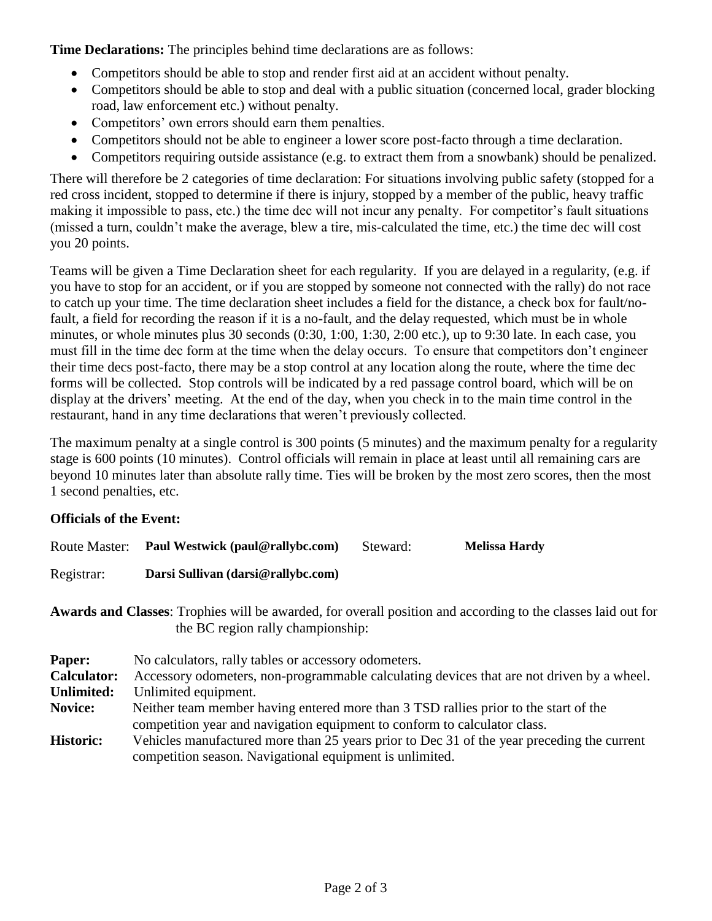**Time Declarations:** The principles behind time declarations are as follows:

- Competitors should be able to stop and render first aid at an accident without penalty.
- Competitors should be able to stop and deal with a public situation (concerned local, grader blocking road, law enforcement etc.) without penalty.
- Competitors' own errors should earn them penalties.
- Competitors should not be able to engineer a lower score post-facto through a time declaration.
- Competitors requiring outside assistance (e.g. to extract them from a snowbank) should be penalized.

There will therefore be 2 categories of time declaration: For situations involving public safety (stopped for a red cross incident, stopped to determine if there is injury, stopped by a member of the public, heavy traffic making it impossible to pass, etc.) the time dec will not incur any penalty. For competitor's fault situations (missed a turn, couldn't make the average, blew a tire, mis-calculated the time, etc.) the time dec will cost you 20 points.

Teams will be given a Time Declaration sheet for each regularity. If you are delayed in a regularity, (e.g. if you have to stop for an accident, or if you are stopped by someone not connected with the rally) do not race to catch up your time. The time declaration sheet includes a field for the distance, a check box for fault/no-fault, a field for recording the reason if it is a no-fault, and the delay requested, which must be in whole minutes, or whole minutes plus 30 seconds (0:30, 1:00, 1:30, 2:00 etc.), up to 9:30 late. In each case, you must fill in the time dec form at the time when the delay occurs. To ensure that competitors don't engineer their time decs post-facto, there may be a stop control at any location along the route, where the time dec forms will be collected. Stop controls will be indicated by a red passage control board, which will be on display at the drivers' meeting. At the end of the day, when you check in to the main time control in the restaurant, hand in any time declarations that weren't previously collected.

The maximum penalty at a single control is 300 points (5 minutes) and the maximum penalty for a regularity stage is 600 points (10 minutes). Control officials will remain in place at least until all remaining cars are beyond 10 minutes later than absolute rally time. Ties will be broken by the most zero scores, then the most 1 second penalties, etc.

**Officials of the Event:**

Route Master: **Paul Westwick (paul@rallybc.com)** Steward: **Melissa Hardy**

Registrar: **Darsi Sullivan (darsi@rallybc.com)**

**Awards and Classes**: Trophies will be awarded, for overall position and according to the classes laid out for the BC region rally championship:

**Paper:** No calculators, rally tables or accessory odometers.
**Calculator:** Accessory odometers, non-programmable calculating devices that are not driven by a wheel.
**Unlimited:** Unlimited equipment.
**Novice:** Neither team member having entered more than 3 TSD rallies prior to the start of the competition year and navigation equipment to conform to calculator class.
**Historic:** Vehicles manufactured more than 25 years prior to Dec 31 of the year preceding the current competition season. Navigational equipment is unlimited.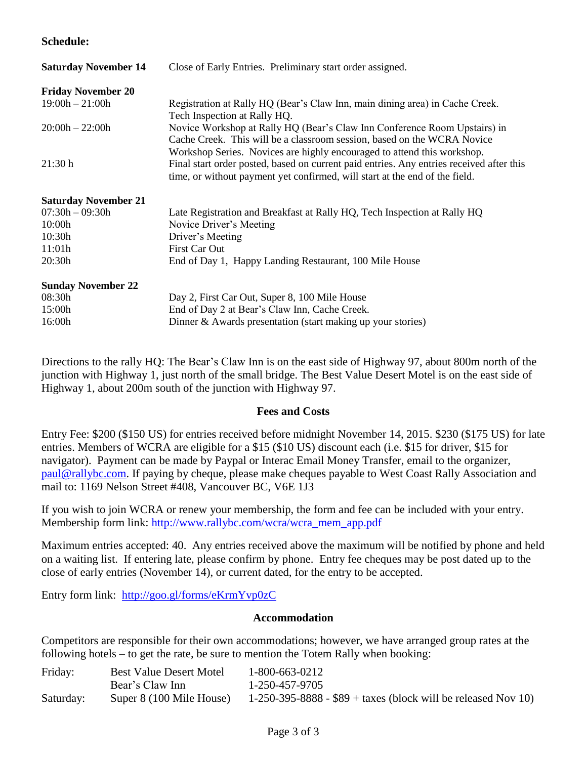**Schedule:**

| | |
|---|---|
| **Saturday November 14** | Close of Early Entries. Preliminary start order assigned. |
| **Friday November 20** | |
| 19:00h – 21:00h | Registration at Rally HQ (Bear's Claw Inn, main dining area) in Cache Creek. Tech Inspection at Rally HQ. |
| 20:00h – 22:00h | Novice Workshop at Rally HQ (Bear's Claw Inn Conference Room Upstairs) in Cache Creek. This will be a classroom session, based on the WCRA Novice Workshop Series. Novices are highly encouraged to attend this workshop. |
| 21:30 h | Final start order posted, based on current paid entries. Any entries received after this time, or without payment yet confirmed, will start at the end of the field. |
| **Saturday November 21** | |
| 07:30h – 09:30h | Late Registration and Breakfast at Rally HQ, Tech Inspection at Rally HQ |
| 10:00h | Novice Driver's Meeting |
| 10:30h | Driver's Meeting |
| 11:01h | First Car Out |
| 20:30h | End of Day 1, Happy Landing Restaurant, 100 Mile House |
| **Sunday November 22** | |
| 08:30h | Day 2, First Car Out, Super 8, 100 Mile House |
| 15:00h | End of Day 2 at Bear's Claw Inn, Cache Creek. |
| 16:00h | Dinner & Awards presentation (start making up your stories) |

Directions to the rally HQ: The Bear's Claw Inn is on the east side of Highway 97, about 800m north of the junction with Highway 1, just north of the small bridge. The Best Value Desert Motel is on the east side of Highway 1, about 200m south of the junction with Highway 97.

## Fees and Costs

Entry Fee: $200 ($150 US) for entries received before midnight November 14, 2015. $230 ($175 US) for late entries. Members of WCRA are eligible for a $15 ($10 US) discount each (i.e. $15 for driver, $15 for navigator). Payment can be made by Paypal or Interac Email Money Transfer, email to the organizer, paul@rallybc.com. If paying by cheque, please make cheques payable to West Coast Rally Association and mail to: 1169 Nelson Street #408, Vancouver BC, V6E 1J3

If you wish to join WCRA or renew your membership, the form and fee can be included with your entry. Membership form link: http://www.rallybc.com/wcra/wcra_mem_app.pdf

Maximum entries accepted: 40. Any entries received above the maximum will be notified by phone and held on a waiting list. If entering late, please confirm by phone. Entry fee cheques may be post dated up to the close of early entries (November 14), or current dated, for the entry to be accepted.

Entry form link: http://goo.gl/forms/eKrmYvp0zC

## Accommodation

Competitors are responsible for their own accommodations; however, we have arranged group rates at the following hotels – to get the rate, be sure to mention the Totem Rally when booking:

| | | |
|---|---|---|
| Friday: | Best Value Desert Motel | 1-800-663-0212 |
| | Bear's Claw Inn | 1-250-457-9705 |
| Saturday: | Super 8 (100 Mile House) | 1-250-395-8888 - $89 + taxes (block will be released Nov 10) |